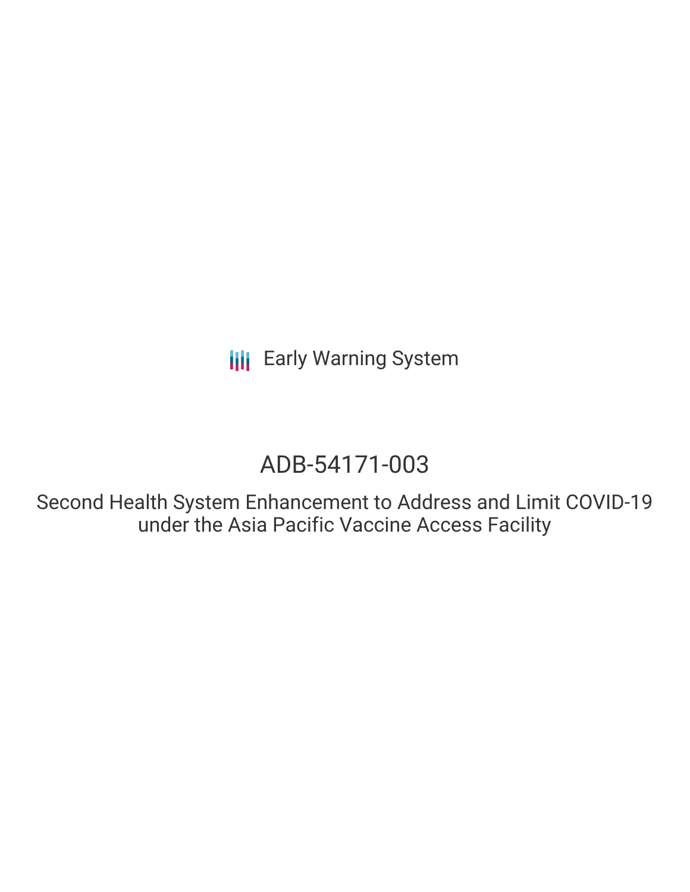Early Warning System

# ADB-54171-003

Second Health System Enhancement to Address and Limit COVID-19 under the Asia Pacific Vaccine Access Facility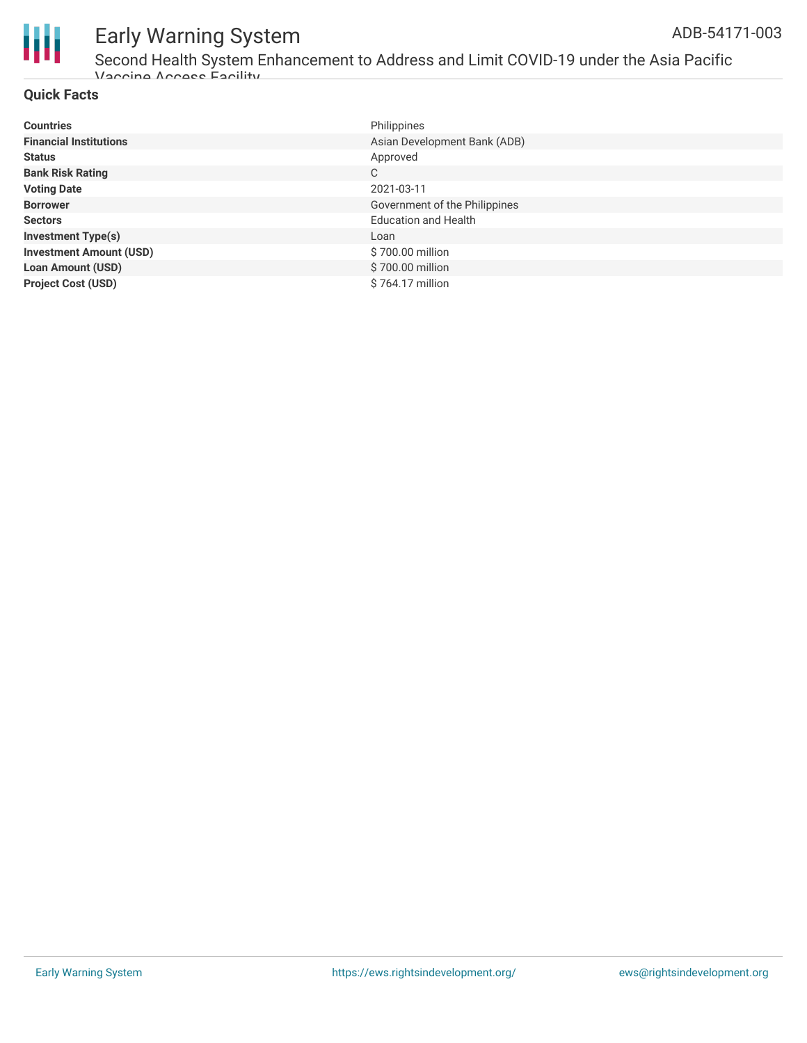## Quick Facts

| | |
|---|---|
| **Countries** | Philippines |
| **Financial Institutions** | Asian Development Bank (ADB) |
| **Status** | Approved |
| **Bank Risk Rating** | C |
| **Voting Date** | 2021-03-11 |
| **Borrower** | Government of the Philippines |
| **Sectors** | Education and Health |
| **Investment Type(s)** | Loan |
| **Investment Amount (USD)** | $ 700.00 million |
| **Loan Amount (USD)** | $ 700.00 million |
| **Project Cost (USD)** | $ 764.17 million |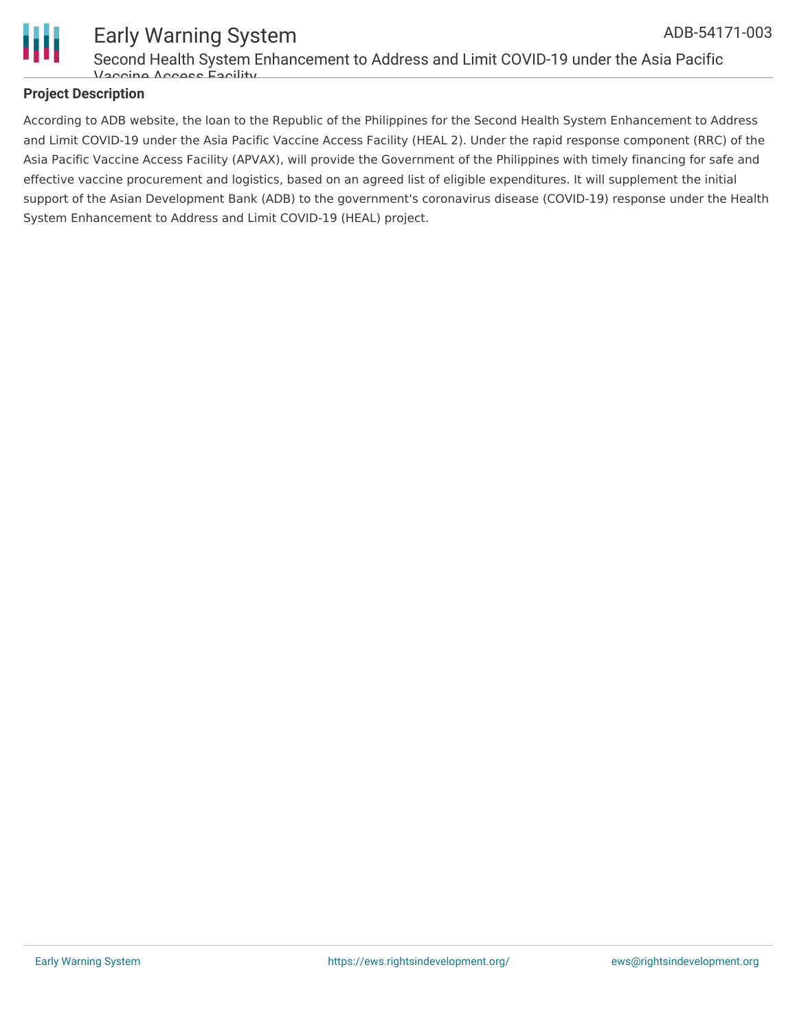## Project Description

According to ADB website, the loan to the Republic of the Philippines for the Second Health System Enhancement to Address and Limit COVID-19 under the Asia Pacific Vaccine Access Facility (HEAL 2). Under the rapid response component (RRC) of the Asia Pacific Vaccine Access Facility (APVAX), will provide the Government of the Philippines with timely financing for safe and effective vaccine procurement and logistics, based on an agreed list of eligible expenditures. It will supplement the initial support of the Asian Development Bank (ADB) to the government's coronavirus disease (COVID-19) response under the Health System Enhancement to Address and Limit COVID-19 (HEAL) project.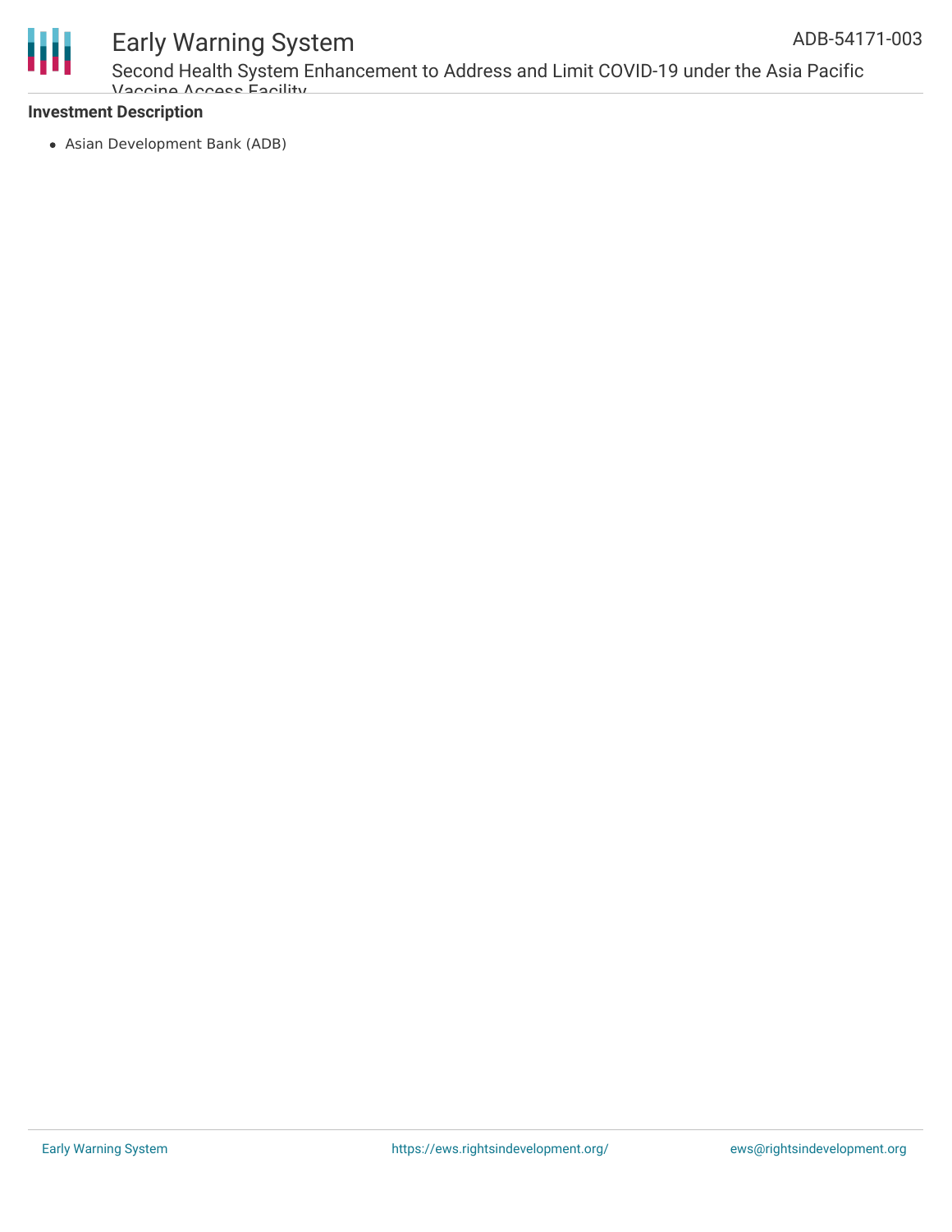**Investment Description**

- Asian Development Bank (ADB)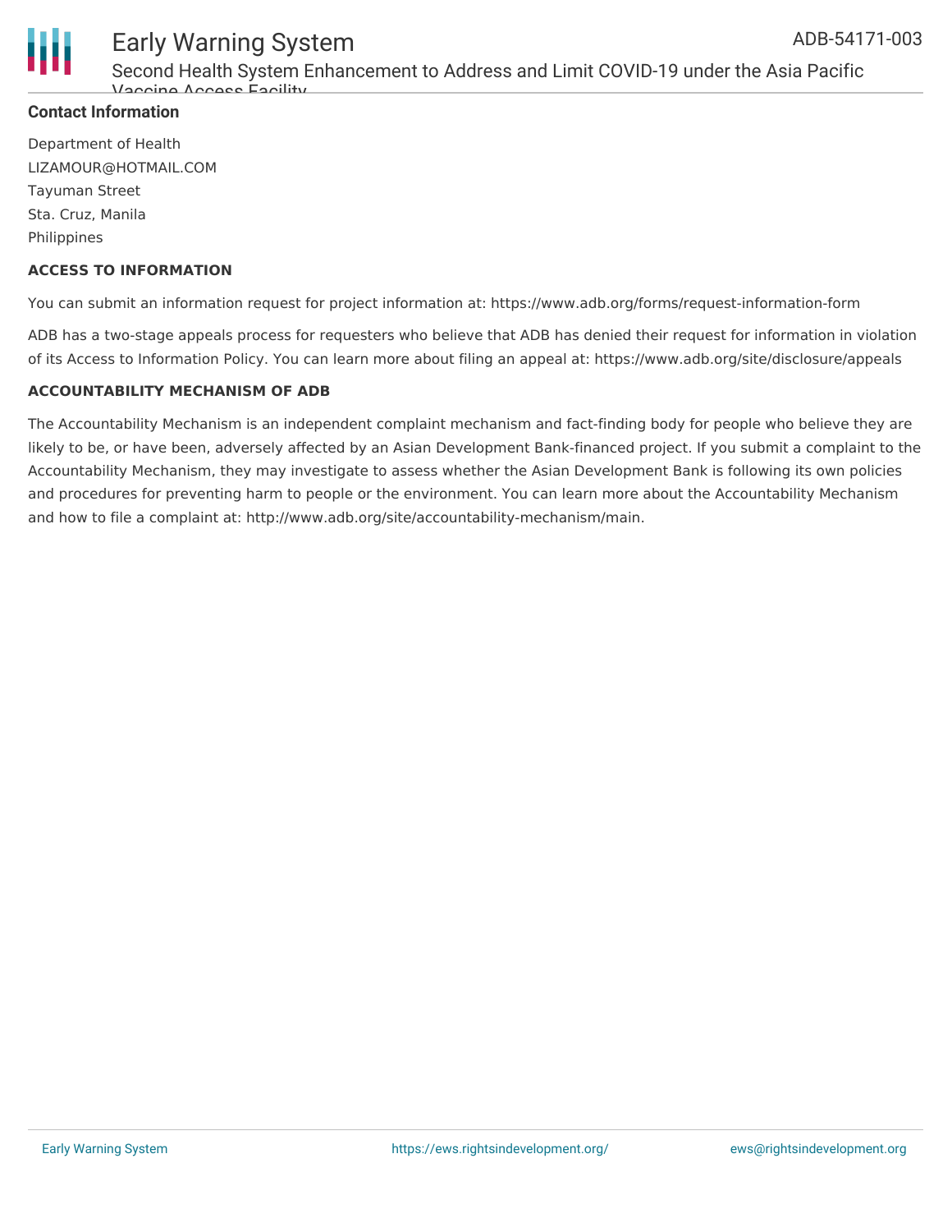**Contact Information**

Department of Health
LIZAMOUR@HOTMAIL.COM
Tayuman Street
Sta. Cruz, Manila
Philippines

**ACCESS TO INFORMATION**

You can submit an information request for project information at: https://www.adb.org/forms/request-information-form

ADB has a two-stage appeals process for requesters who believe that ADB has denied their request for information in violation of its Access to Information Policy. You can learn more about filing an appeal at: https://www.adb.org/site/disclosure/appeals

**ACCOUNTABILITY MECHANISM OF ADB**

The Accountability Mechanism is an independent complaint mechanism and fact-finding body for people who believe they are likely to be, or have been, adversely affected by an Asian Development Bank-financed project. If you submit a complaint to the Accountability Mechanism, they may investigate to assess whether the Asian Development Bank is following its own policies and procedures for preventing harm to people or the environment. You can learn more about the Accountability Mechanism and how to file a complaint at: http://www.adb.org/site/accountability-mechanism/main.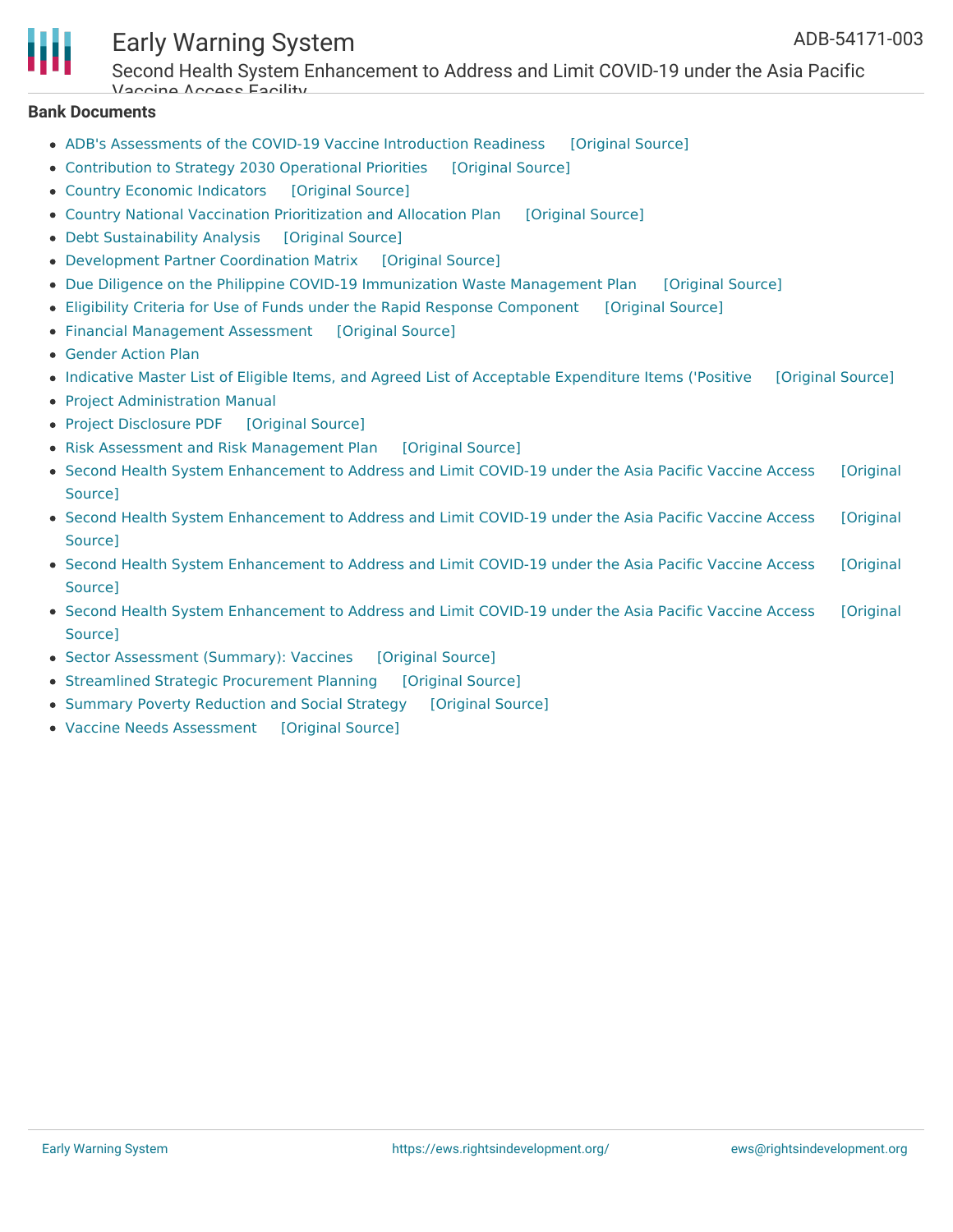## Bank Documents

- ADB's Assessments of the COVID-19 Vaccine Introduction Readiness [Original Source]
- Contribution to Strategy 2030 Operational Priorities [Original Source]
- Country Economic Indicators [Original Source]
- Country National Vaccination Prioritization and Allocation Plan [Original Source]
- Debt Sustainability Analysis [Original Source]
- Development Partner Coordination Matrix [Original Source]
- Due Diligence on the Philippine COVID-19 Immunization Waste Management Plan [Original Source]
- Eligibility Criteria for Use of Funds under the Rapid Response Component [Original Source]
- Financial Management Assessment [Original Source]
- Gender Action Plan
- Indicative Master List of Eligible Items, and Agreed List of Acceptable Expenditure Items ('Positive [Original Source]
- Project Administration Manual
- Project Disclosure PDF [Original Source]
- Risk Assessment and Risk Management Plan [Original Source]
- Second Health System Enhancement to Address and Limit COVID-19 under the Asia Pacific Vaccine Access [Original Source]
- Second Health System Enhancement to Address and Limit COVID-19 under the Asia Pacific Vaccine Access [Original Source]
- Second Health System Enhancement to Address and Limit COVID-19 under the Asia Pacific Vaccine Access [Original Source]
- Second Health System Enhancement to Address and Limit COVID-19 under the Asia Pacific Vaccine Access [Original Source]
- Sector Assessment (Summary): Vaccines [Original Source]
- Streamlined Strategic Procurement Planning [Original Source]
- Summary Poverty Reduction and Social Strategy [Original Source]
- Vaccine Needs Assessment [Original Source]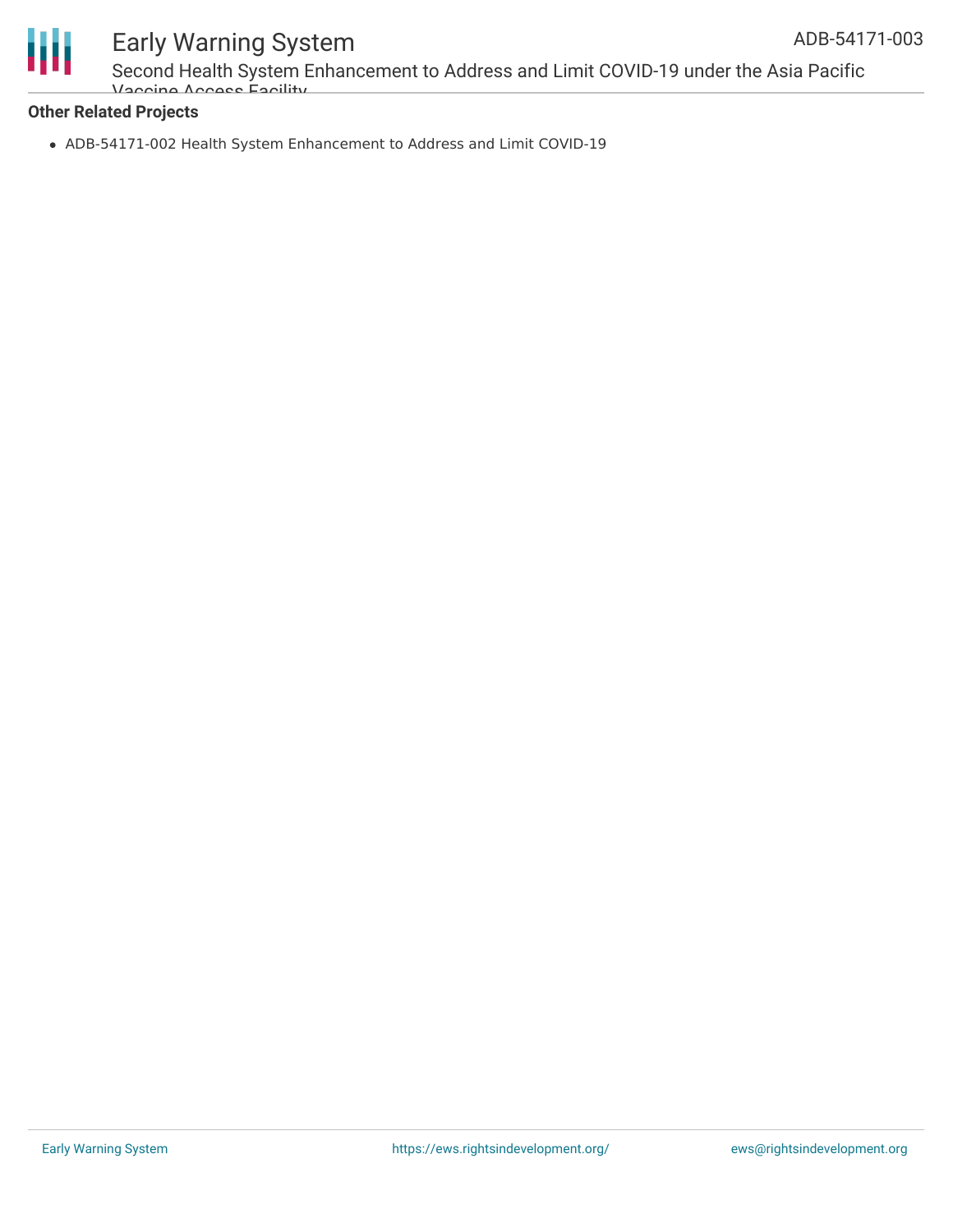**Other Related Projects**

- ADB-54171-002 Health System Enhancement to Address and Limit COVID-19